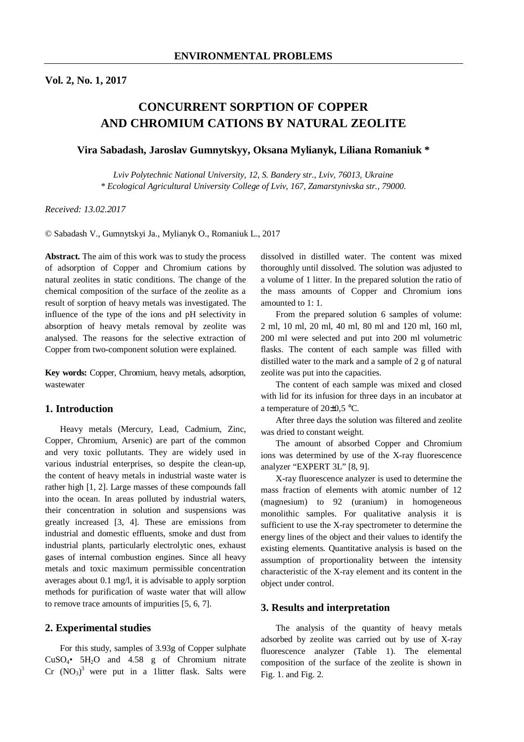**Vol. 2, No. 1, 2017**

# CONCURRENT SORPTION OF COPPER AND CHROMIUM CATIONS BY NATURAL ZEOLITE

**Vira Sabadash, Jaroslav Gumnytskyy, Oksana Mylianyk, Liliana Romaniuk \***

*Lviv Polytechnic National University, 12, S. Bandery str., Lviv, 76013, Ukraine*
*\* Ecological Agricultural University College of Lviv, 167, Zamarstynivska str., 79000.*

*Received: 13.02.2017*

© Sabadash V., Gumnytskyi Ja., Mylianyk O., Romaniuk L., 2017

**Abstract.** The aim of this work was to study the process of adsorption of Copper and Chromium cations by natural zeolites in static conditions. The change of the chemical composition of the surface of the zeolite as a result of sorption of heavy metals was investigated. The influence of the type of the ions and pH selectivity in absorption of heavy metals removal by zeolite was analysed. The reasons for the selective extraction of Copper from two-component solution were explained.

**Key words:** Copper, Chromium, heavy metals, adsorption, wastewater

## 1. Introduction

Heavy metals (Mercury, Lead, Cadmium, Zinc, Copper, Chromium, Arsenic) are part of the common and very toxic pollutants. They are widely used in various industrial enterprises, so despite the clean-up, the content of heavy metals in industrial waste water is rather high [1, 2]. Large masses of these compounds fall into the ocean. In areas polluted by industrial waters, their concentration in solution and suspensions was greatly increased [3, 4]. These are emissions from industrial and domestic effluents, smoke and dust from industrial plants, particularly electrolytic ones, exhaust gases of internal combustion engines. Since all heavy metals and toxic maximum permissible concentration averages about 0.1 mg/l, it is advisable to apply sorption methods for purification of waste water that will allow to remove trace amounts of impurities [5, 6, 7].

## 2. Experimental studies

For this study, samples of 3.93g of Copper sulphate $CuSO_4 \cdot 5H_2O$ and 4.58 g of Chromium nitrate $Cr\ (NO_3)^3$ were put in a 1litter flask. Salts were dissolved in distilled water. The content was mixed thoroughly until dissolved. The solution was adjusted to a volume of 1 litter. In the prepared solution the ratio of the mass amounts of Copper and Chromium ions amounted to 1: 1.

From the prepared solution 6 samples of volume: 2 ml, 10 ml, 20 ml, 40 ml, 80 ml and 120 ml, 160 ml, 200 ml were selected and put into 200 ml volumetric flasks. The content of each sample was filled with distilled water to the mark and a sample of 2 g of natural zeolite was put into the capacities.

The content of each sample was mixed and closed with lid for its infusion for three days in an incubator at a temperature of 20±0,5 °C.

After three days the solution was filtered and zeolite was dried to constant weight.

The amount of absorbed Copper and Chromium ions was determined by use of the X-ray fluorescence analyzer "EXPERT 3L" [8, 9].

X-ray fluorescence analyzer is used to determine the mass fraction of elements with atomic number of 12 (magnesium) to 92 (uranium) in homogeneous monolithic samples. For qualitative analysis it is sufficient to use the X-ray spectrometer to determine the energy lines of the object and their values to identify the existing elements. Quantitative analysis is based on the assumption of proportionality between the intensity characteristic of the X-ray element and its content in the object under control.

## 3. Results and interpretation

The analysis of the quantity of heavy metals adsorbed by zeolite was carried out by use of X-ray fluorescence analyzer (Table 1). The elemental composition of the surface of the zeolite is shown in Fig. 1. and Fig. 2.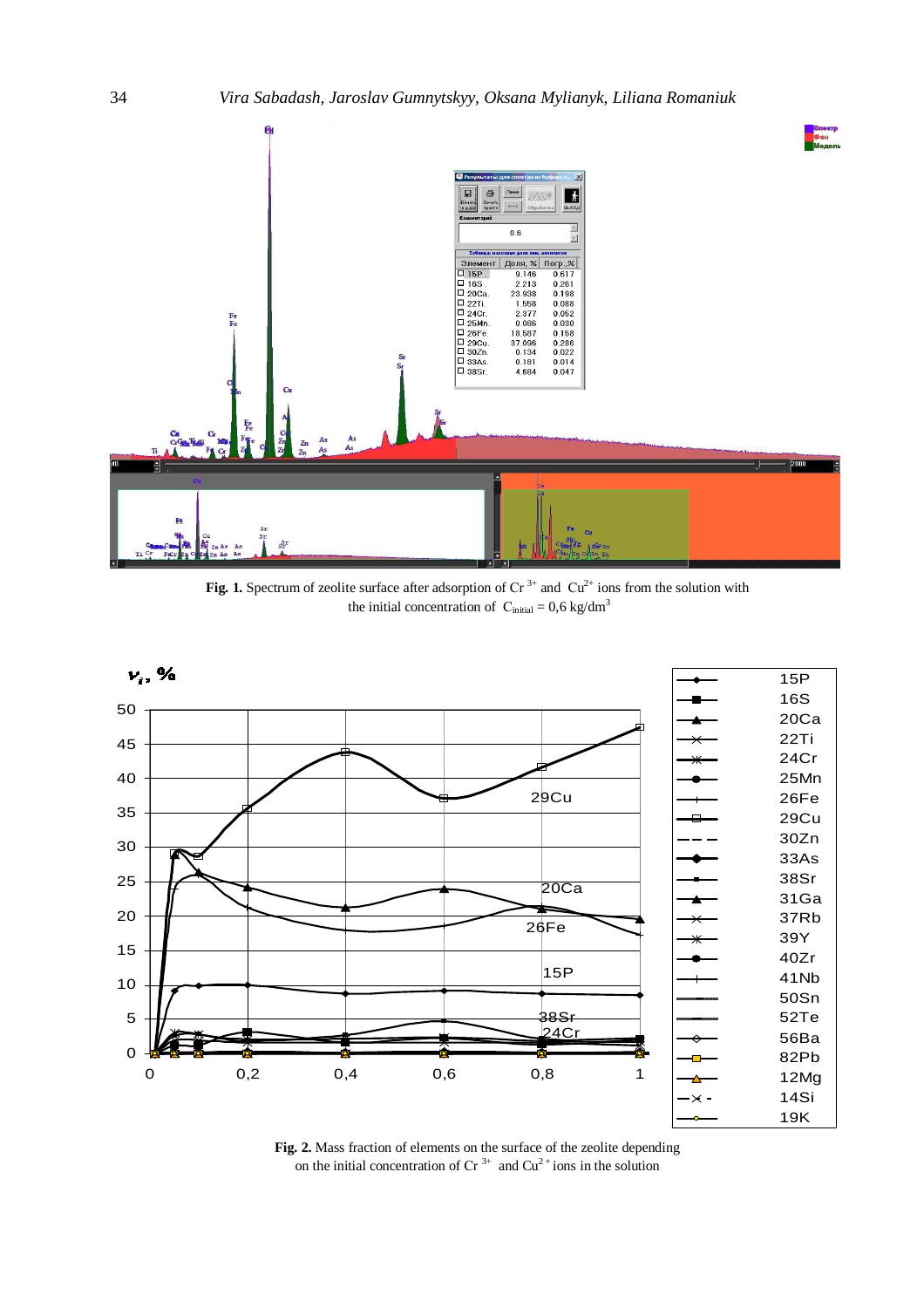**Fig. 1.** Spectrum of zeolite surface after adsorption of $Cr^{3+}$ and $Cu^{2+}$ ions from the solution with the initial concentration of $C_{initial} = 0{,}6$ kg/dm$^3$

**Fig. 2.** Mass fraction of elements on the surface of the zeolite depending on the initial concentration of $Cr^{3+}$ and $Cu^{2+}$ ions in the solution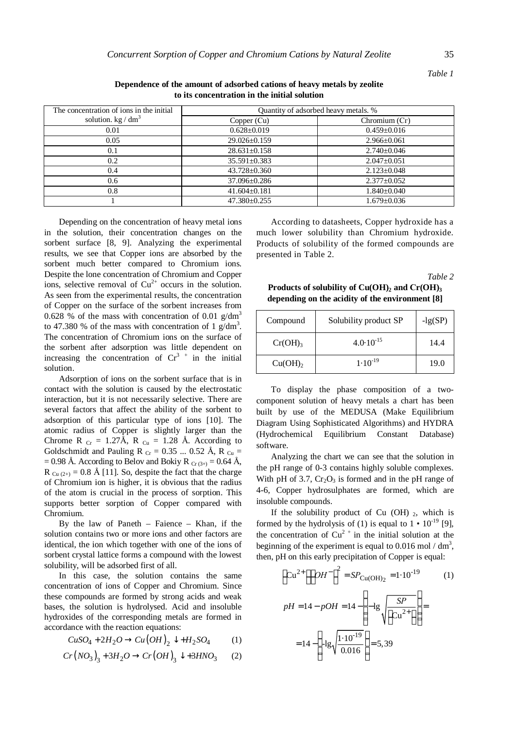*Table 1*

**Dependence of the amount of adsorbed cations of heavy metals by zeolite to its concentration in the initial solution**

| The concentration of ions in the initial solution. kg / $dm^3$ | Quantity of adsorbed heavy metals. % | |
|---|---|---|
| | Copper (Cu) | Chromium (Cr) |
| 0.01 | 0.628±0.019 | 0.459±0.016 |
| 0.05 | 29.026±0.159 | 2.966±0.061 |
| 0.1 | 28.631±0.158 | 2.740±0.046 |
| 0.2 | 35.591±0.383 | 2.047±0.051 |
| 0.4 | 43.728±0.360 | 2.123±0.048 |
| 0.6 | 37.096±0.286 | 2.377±0.052 |
| 0.8 | 41.604±0.181 | 1.840±0.040 |
| 1 | 47.380±0.255 | 1.679±0.036 |

Depending on the concentration of heavy metal ions in the solution, their concentration changes on the sorbent surface [8, 9]. Analyzing the experimental results, we see that Copper ions are absorbed by the sorbent much better compared to Chromium ions. Despite the lone concentration of Chromium and Copper ions, selective removal of $Cu^{2+}$ occurs in the solution. As seen from the experimental results, the concentration of Copper on the surface of the sorbent increases from 0.628 % of the mass with concentration of 0.01 g/$dm^3$ to 47.380 % of the mass with concentration of 1 g/$dm^3$. The concentration of Chromium ions on the surface of the sorbent after adsorption was little dependent on increasing the concentration of $Cr^{3+}$ in the initial solution.

Adsorption of ions on the sorbent surface that is in contact with the solution is caused by the electrostatic interaction, but it is not necessarily selective. There are several factors that affect the ability of the sorbent to adsorption of this particular type of ions [10]. The atomic radius of Copper is slightly larger than the Chrome $R_{Cr}$ = 1.27Å, $R_{Cu}$ = 1.28 Å. According to Goldschmidt and Pauling $R_{Cr}$ = 0.35 ... 0.52 Å, $R_{Cu}$ = = 0.98 Å. According to Belov and Bokiy $R_{Cr(3+)}$ = 0.64 Å, $R_{Cu(2+)}$ = 0.8 Å [11]. So, despite the fact that the charge of Chromium ion is higher, it is obvious that the radius of the atom is crucial in the process of sorption. This supports better sorption of Copper compared with Chromium.

By the law of Paneth – Faience – Khan, if the solution contains two or more ions and other factors are identical, the ion which together with one of the ions of sorbent crystal lattice forms a compound with the lowest solubility, will be adsorbed first of all.

In this case, the solution contains the same concentration of ions of Copper and Chromium. Since these compounds are formed by strong acids and weak bases, the solution is hydrolysed. Acid and insoluble hydroxides of the corresponding metals are formed in accordance with the reaction equations:

$$CuSO_4 + 2H_2O \rightarrow Cu(OH)_2 \downarrow + H_2SO_4 \qquad (1)$$

$$Cr(NO_3)_3 + 3H_2O \rightarrow Cr(OH)_3 \downarrow + 3HNO_3 \qquad (2)$$

According to datasheets, Copper hydroxide has a much lower solubility than Chromium hydroxide. Products of solubility of the formed compounds are presented in Table 2.

*Table 2*

**Products of solubility of $Cu(OH)_2$ and $Cr(OH)_3$ depending on the acidity of the environment [8]**

| Compound | Solubility product SP | -lg(SP) |
|---|---|---|
| $Cr(OH)_3$ | $4.0 \cdot 10^{-15}$ | 14.4 |
| $Cu(OH)_2$ | $1 \cdot 10^{-19}$ | 19.0 |

To display the phase composition of a two-component solution of heavy metals a chart has been built by use of the MEDUSA (Make Equilibrium Diagram Using Sophisticated Algorithms) and HYDRA (Hydrochemical Equilibrium Constant Database) software.

Analyzing the chart we can see that the solution in the pH range of 0-3 contains highly soluble complexes. With pH of 3.7, $Cr_2O_3$ is formed and in the pH range of 4-6, Copper hydrosulphates are formed, which are insoluble compounds.

If the solubility product of $Cu(OH)_2$, which is formed by the hydrolysis of (1) is equal to $1 \cdot 10^{-19}$ [9], the concentration of $Cu^{2+}$ in the initial solution at the beginning of the experiment is equal to 0.016 mol / $dm^3$, then, pH on this early precipitation of Copper is equal:

$$\left[Cu^{2+}\right]\left[OH^-\right]^2 = SP_{Cu(OH)_2} = 1 \cdot 10^{-19} \qquad (1)$$

$$pH = 14 - pOH = 14 - \left(-\lg\sqrt{\frac{SP}{\left[Cu^{2+}\right]}}\right) =$$

$$= 14 - \left(-\lg\sqrt{\frac{1 \cdot 10^{-19}}{0.016}}\right) = 5,39$$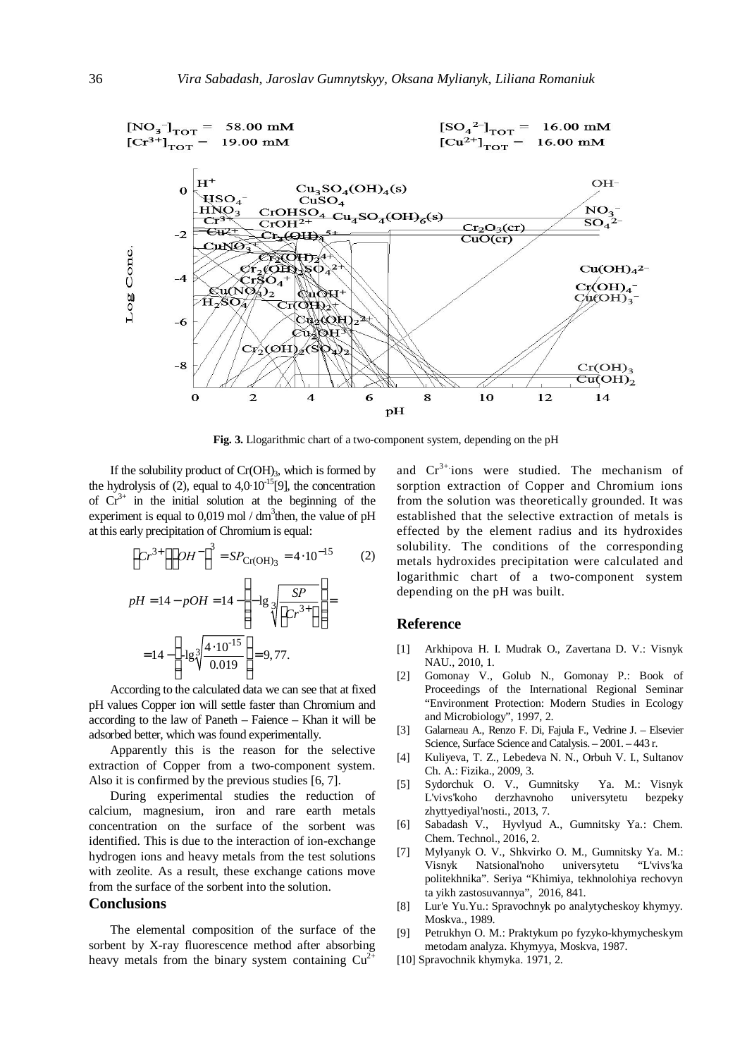$[NO_3^-]_{TOT}$ = 58.00 mM
$[Cr^{3+}]_{TOT}$ = 19.00 mM
$[SO_4^{2-}]_{TOT}$ = 16.00 mM
$[Cu^{2+}]_{TOT}$ = 16.00 mM

Log Conc.

pH

0, -2, -4, -6, -8

0, 2, 4, 6, 8, 10, 12, 14

$H^+$, $HSO_4^-$, $HNO_3$, $Cr^{3+}$, $Cu^{2+}$, $CuNO_3^+$, $Cu(NO_3)_2$, $H_2SO_4$, $Cu_3SO_4(OH)_4(s)$, $CuSO_4$, $CrOHSO_4$, $Cu_4SO_4(OH)_6(s)$, $CrOH^{2+}$, $Cr_3(OH)_4^{5+}$, $Cr_2(OH)_2^{4+}$, $Cr_2(OH)_2SO_4^{2+}$, $CrSO_4^+$, $CuOH^+$, $Cr(OH)_2^+$, $Cu_2(OH)_2^{2+}$, $Cu_2OH^{3+}$, $Cr_2(OH)_2(SO_4)_2$, $Cr_2O_3(cr)$, $CuO(cr)$, $OH^-$, $NO_3^-$, $SO_4^{2-}$, $Cu(OH)_4^{2-}$, $Cr(OH)_4^-$, $Cu(OH)_3^-$, $Cr(OH)_3$, $Cu(OH)_2$

**Fig. 3.** Llogarithmic chart of a two-component system, depending on the pH

If the solubility product of $Cr(OH)_3$, which is formed by the hydrolysis of (2), equal to $4{,}0\cdot10^{-15}$[9], the concentration of $Cr^{3+}$ in the initial solution at the beginning of the experiment is equal to 0,019 mol / $dm^3$then, the value of pH at this early precipitation of Chromium is equal:

$$\left[Cr^{3+}\right]\left[OH^-\right]^3 = SP_{Cr(OH)_3} = 4\cdot10^{-15} \qquad (2)$$

$$pH = 14 - pOH = 14 - \left(-\lg\sqrt[3]{\frac{SP}{\left[Cr^{3+}\right]}}\right) =$$

$$= 14 - \left(-\lg\sqrt[3]{\frac{4\cdot10^{-15}}{0.019}}\right) = 9,77.$$

According to the calculated data we can see that at fixed pH values Copper ion will settle faster than Chromium and according to the law of Paneth – Faience – Khan it will be adsorbed better, which was found experimentally.

Apparently this is the reason for the selective extraction of Copper from a two-component system. Also it is confirmed by the previous studies [6, 7].

During experimental studies the reduction of calcium, magnesium, iron and rare earth metals concentration on the surface of the sorbent was identified. This is due to the interaction of ion-exchange hydrogen ions and heavy metals from the test solutions with zeolite. As a result, these exchange cations move from the surface of the sorbent into the solution.

## Conclusions

The elemental composition of the surface of the sorbent by X-ray fluorescence method after absorbing heavy metals from the binary system containing $Cu^{2+}$ and $Cr^{3+}$ ions were studied. The mechanism of sorption extraction of Copper and Chromium ions from the solution was theoretically grounded. It was established that the selective extraction of metals is effected by the element radius and its hydroxides solubility. The conditions of the corresponding metals hydroxides precipitation were calculated and logarithmic chart of a two-component system depending on the pH was built.

## Reference

[1] Arkhipova H. I. Mudrak O., Zavertana D. V.: Visnyk NAU., 2010, 1.

[2] Gomonay V., Golub N., Gomonay P.: Book of Proceedings of the International Regional Seminar "Environment Protection: Modern Studies in Ecology and Microbiology", 1997, 2.

[3] Galarneau A., Renzo F. Di, Fajula F., Vedrine J. – Elsevier Science, Surface Science and Catalysis. – 2001. – 443 r.

[4] Kuliyeva, T. Z., Lebedeva N. N., Orbuh V. I., Sultanov Ch. A.: Fizika., 2009, 3.

[5] Sydorchuk O. V., Gumnitsky Ya. M.: Visnyk L'vivs'koho derzhavnoho universytetu bezpeky zhyttyediyal'nosti., 2013, 7.

[6] Sabadash V., Hyvlyud A., Gumnitsky Ya.: Chem. Chem. Technol., 2016, 2.

[7] Mylyanyk O. V., Shkvirko O. M., Gumnitsky Ya. M.: Visnyk Natsional'noho universytetu "L'vivs'ka politekhnika". Seriya "Khimiya, tekhnolohiya rechovyn ta yikh zastosuvannya", 2016, 841.

[8] Lur'e Yu.Yu.: Spravochnyk po analytycheskoy khymyy. Moskva., 1989.

[9] Petrukhyn O. M.: Praktykum po fyzyko-khymycheskym metodam analyza. Khymyya, Moskva, 1987.

[10] Spravochnik khymyka. 1971, 2.